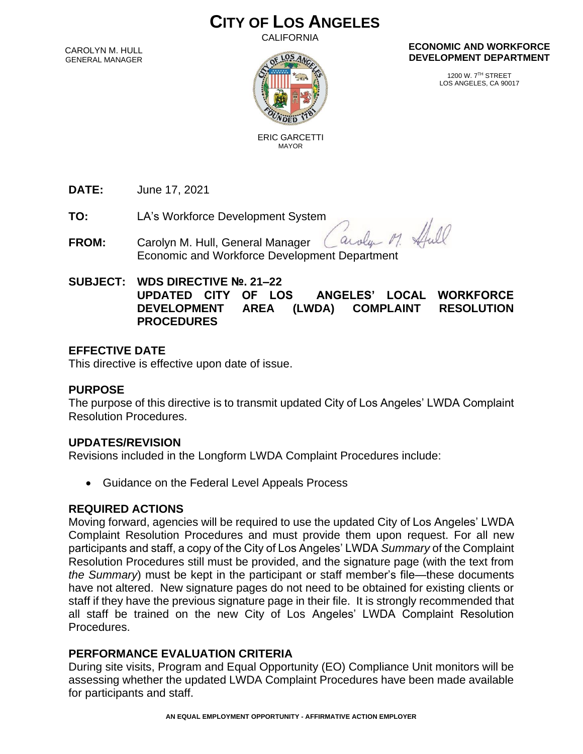# CITY OF LOS ANGELES

CALIFORNIA

CAROLYN M. HULL
GENERAL MANAGER

ERIC GARCETTI
MAYOR

**ECONOMIC AND WORKFORCE DEVELOPMENT DEPARTMENT**

1200 W. 7TH STREET
LOS ANGELES, CA 90017

**DATE:** June 17, 2021

**TO:** LA's Workforce Development System

**FROM:** Carolyn M. Hull, General Manager
Economic and Workforce Development Department

**SUBJECT: WDS DIRECTIVE №. 21–22
UPDATED CITY OF LOS ANGELES' LOCAL WORKFORCE DEVELOPMENT AREA (LWDA) COMPLAINT RESOLUTION PROCEDURES**

## EFFECTIVE DATE

This directive is effective upon date of issue.

## PURPOSE

The purpose of this directive is to transmit updated City of Los Angeles' LWDA Complaint Resolution Procedures.

## UPDATES/REVISION

Revisions included in the Longform LWDA Complaint Procedures include:

- Guidance on the Federal Level Appeals Process

## REQUIRED ACTIONS

Moving forward, agencies will be required to use the updated City of Los Angeles' LWDA Complaint Resolution Procedures and must provide them upon request. For all new participants and staff, a copy of the City of Los Angeles' LWDA *Summary* of the Complaint Resolution Procedures still must be provided, and the signature page (with the text from *the Summary*) must be kept in the participant or staff member's file—these documents have not altered. New signature pages do not need to be obtained for existing clients or staff if they have the previous signature page in their file. It is strongly recommended that all staff be trained on the new City of Los Angeles' LWDA Complaint Resolution Procedures.

## PERFORMANCE EVALUATION CRITERIA

During site visits, Program and Equal Opportunity (EO) Compliance Unit monitors will be assessing whether the updated LWDA Complaint Procedures have been made available for participants and staff.

AN EQUAL EMPLOYMENT OPPORTUNITY - AFFIRMATIVE ACTION EMPLOYER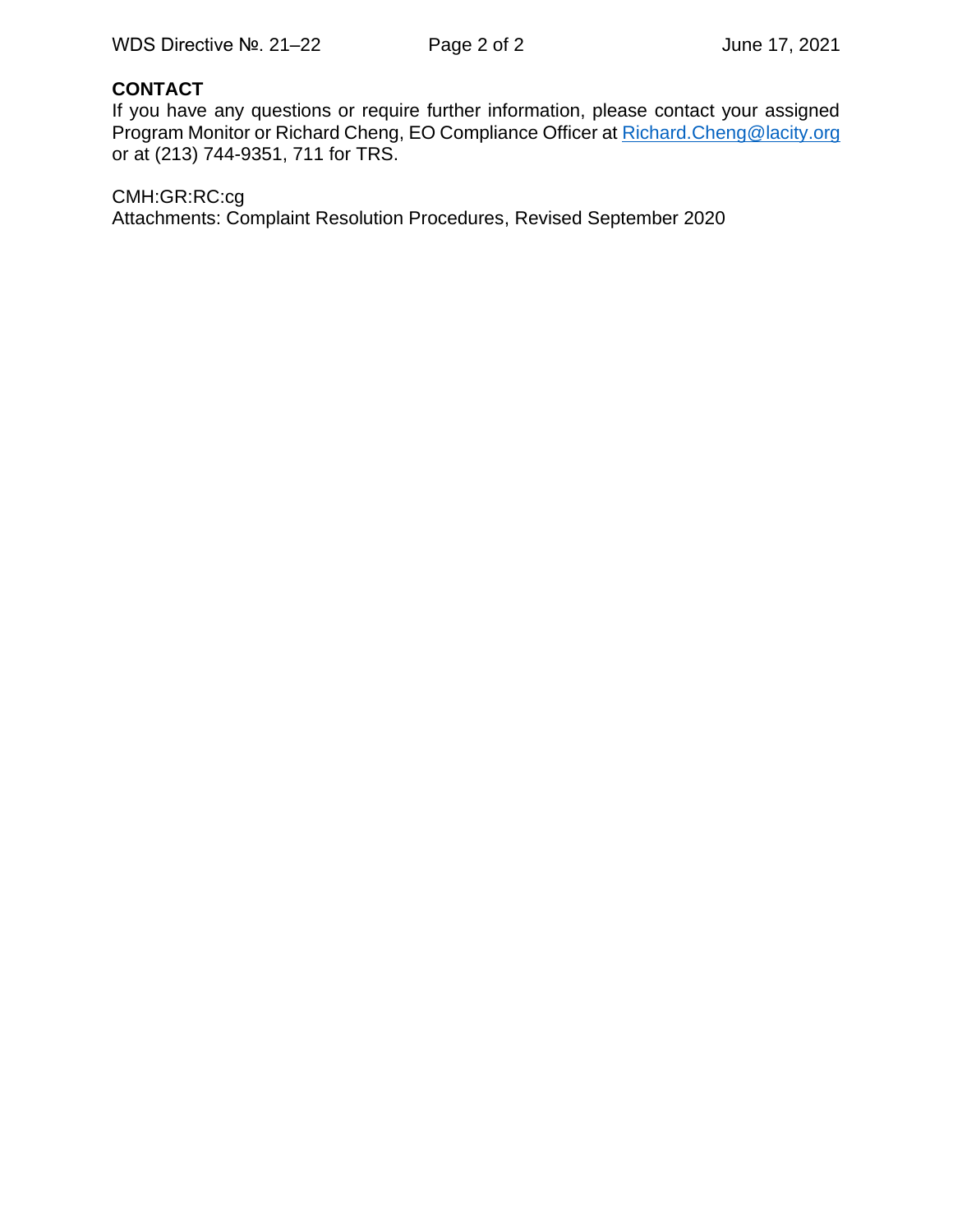**CONTACT**
If you have any questions or require further information, please contact your assigned Program Monitor or Richard Cheng, EO Compliance Officer at Richard.Cheng@lacity.org or at (213) 744-9351, 711 for TRS.

CMH:GR:RC:cg
Attachments: Complaint Resolution Procedures, Revised September 2020